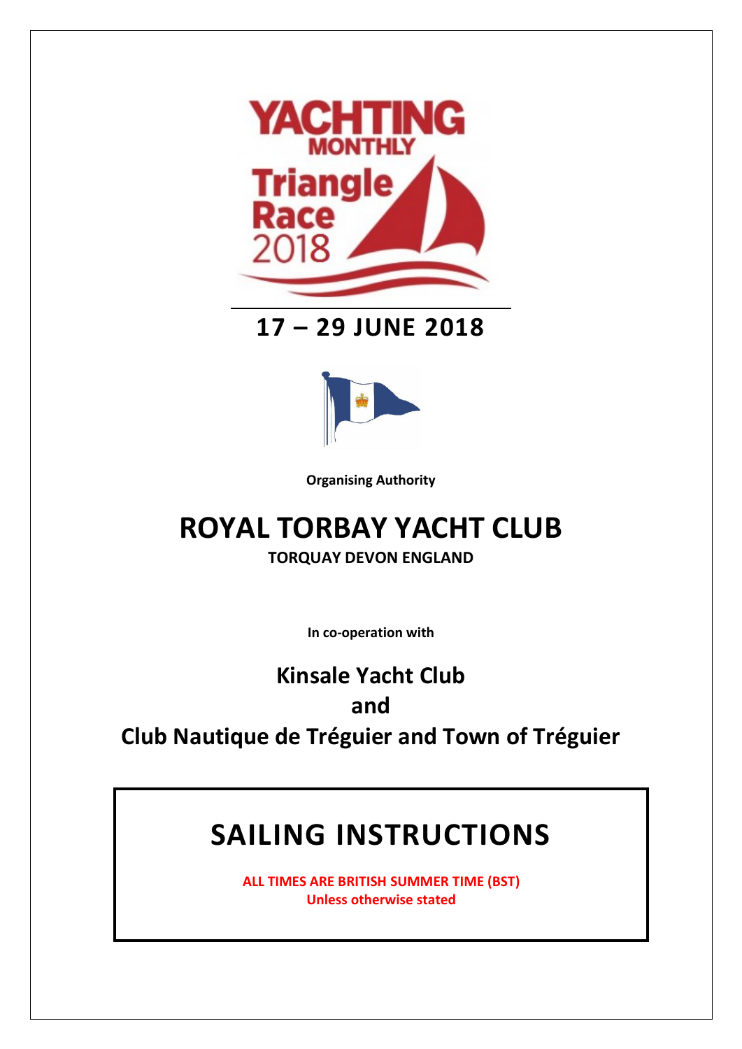# YACHTING MONTHLY Triangle Race 2018

## 17 – 29 JUNE 2018

**Organising Authority**

# ROYAL TORBAY YACHT CLUB

**TORQUAY DEVON ENGLAND**

**In co-operation with**

## Kinsale Yacht Club

## and

## Club Nautique de Tréguier and Town of Tréguier

# SAILING INSTRUCTIONS

**ALL TIMES ARE BRITISH SUMMER TIME (BST)**
**Unless otherwise stated**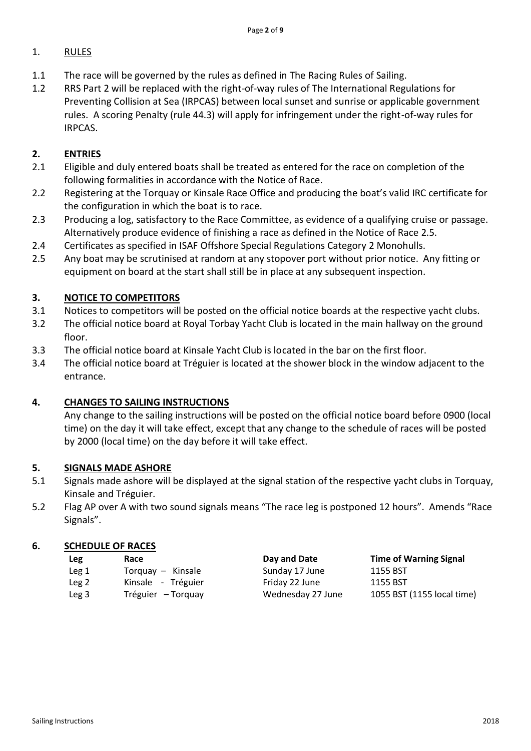## 1. RULES

1.1 The race will be governed by the rules as defined in The Racing Rules of Sailing.

1.2 RRS Part 2 will be replaced with the right-of-way rules of The International Regulations for Preventing Collision at Sea (IRPCAS) between local sunset and sunrise or applicable government rules. A scoring Penalty (rule 44.3) will apply for infringement under the right-of-way rules for IRPCAS.

## 2. ENTRIES

2.1 Eligible and duly entered boats shall be treated as entered for the race on completion of the following formalities in accordance with the Notice of Race.

2.2 Registering at the Torquay or Kinsale Race Office and producing the boat's valid IRC certificate for the configuration in which the boat is to race.

2.3 Producing a log, satisfactory to the Race Committee, as evidence of a qualifying cruise or passage. Alternatively produce evidence of finishing a race as defined in the Notice of Race 2.5.

2.4 Certificates as specified in ISAF Offshore Special Regulations Category 2 Monohulls.

2.5 Any boat may be scrutinised at random at any stopover port without prior notice. Any fitting or equipment on board at the start shall still be in place at any subsequent inspection.

## 3. NOTICE TO COMPETITORS

3.1 Notices to competitors will be posted on the official notice boards at the respective yacht clubs.

3.2 The official notice board at Royal Torbay Yacht Club is located in the main hallway on the ground floor.

3.3 The official notice board at Kinsale Yacht Club is located in the bar on the first floor.

3.4 The official notice board at Tréguier is located at the shower block in the window adjacent to the entrance.

## 4. CHANGES TO SAILING INSTRUCTIONS

Any change to the sailing instructions will be posted on the official notice board before 0900 (local time) on the day it will take effect, except that any change to the schedule of races will be posted by 2000 (local time) on the day before it will take effect.

## 5. SIGNALS MADE ASHORE

5.1 Signals made ashore will be displayed at the signal station of the respective yacht clubs in Torquay, Kinsale and Tréguier.

5.2 Flag AP over A with two sound signals means "The race leg is postponed 12 hours". Amends "Race Signals".

## 6. SCHEDULE OF RACES

| Leg | Race | Day and Date | Time of Warning Signal |
|---|---|---|---|
| Leg 1 | Torquay – Kinsale | Sunday 17 June | 1155 BST |
| Leg 2 | Kinsale - Tréguier | Friday 22 June | 1155 BST |
| Leg 3 | Tréguier – Torquay | Wednesday 27 June | 1055 BST (1155 local time) |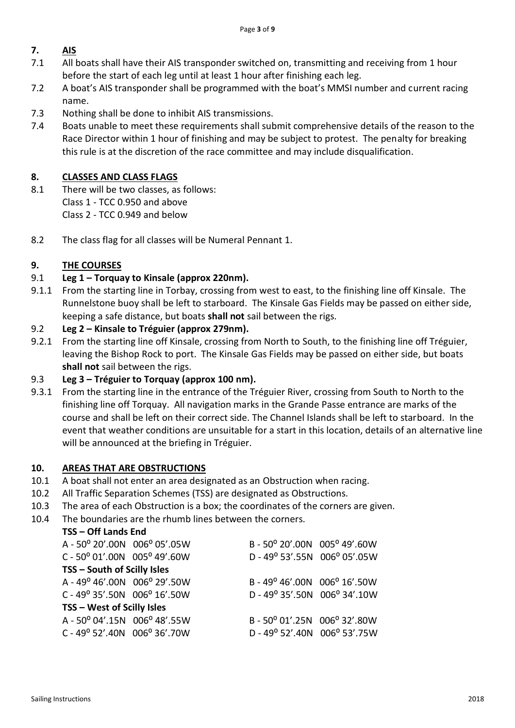## 7. AIS

7.1 All boats shall have their AIS transponder switched on, transmitting and receiving from 1 hour before the start of each leg until at least 1 hour after finishing each leg.

7.2 A boat's AIS transponder shall be programmed with the boat's MMSI number and current racing name.

7.3 Nothing shall be done to inhibit AIS transmissions.

7.4 Boats unable to meet these requirements shall submit comprehensive details of the reason to the Race Director within 1 hour of finishing and may be subject to protest. The penalty for breaking this rule is at the discretion of the race committee and may include disqualification.

## 8. CLASSES AND CLASS FLAGS

8.1 There will be two classes, as follows:
Class 1 - TCC 0.950 and above
Class 2 - TCC 0.949 and below

8.2 The class flag for all classes will be Numeral Pennant 1.

## 9. THE COURSES

### 9.1 Leg 1 – Torquay to Kinsale (approx 220nm).

9.1.1 From the starting line in Torbay, crossing from west to east, to the finishing line off Kinsale. The Runnelstone buoy shall be left to starboard. The Kinsale Gas Fields may be passed on either side, keeping a safe distance, but boats **shall not** sail between the rigs.

### 9.2 Leg 2 – Kinsale to Tréguier (approx 279nm).

9.2.1 From the starting line off Kinsale, crossing from North to South, to the finishing line off Tréguier, leaving the Bishop Rock to port. The Kinsale Gas Fields may be passed on either side, but boats **shall not** sail between the rigs.

### 9.3 Leg 3 – Tréguier to Torquay (approx 100 nm).

9.3.1 From the starting line in the entrance of the Tréguier River, crossing from South to North to the finishing line off Torquay. All navigation marks in the Grande Passe entrance are marks of the course and shall be left on their correct side. The Channel Islands shall be left to starboard. In the event that weather conditions are unsuitable for a start in this location, details of an alternative line will be announced at the briefing in Tréguier.

## 10. AREAS THAT ARE OBSTRUCTIONS

10.1 A boat shall not enter an area designated as an Obstruction when racing.

10.2 All Traffic Separation Schemes (TSS) are designated as Obstructions.

10.3 The area of each Obstruction is a box; the coordinates of the corners are given.

10.4 The boundaries are the rhumb lines between the corners.

**TSS – Off Lands End**

| | |
|---|---|
| A - 50° 20'.00N 006° 05'.05W | B - 50° 20'.00N 005° 49'.60W |
| C - 50° 01'.00N 005° 49'.60W | D - 49° 53'.55N 006° 05'.05W |

**TSS – South of Scilly Isles**

| | |
|---|---|
| A - 49° 46'.00N 006° 29'.50W | B - 49° 46'.00N 006° 16'.50W |
| C - 49° 35'.50N 006° 16'.50W | D - 49° 35'.50N 006° 34'.10W |

**TSS – West of Scilly Isles**

| | |
|---|---|
| A - 50° 04'.15N 006° 48'.55W | B - 50° 01'.25N 006° 32'.80W |
| C - 49° 52'.40N 006° 36'.70W | D - 49° 52'.40N 006° 53'.75W |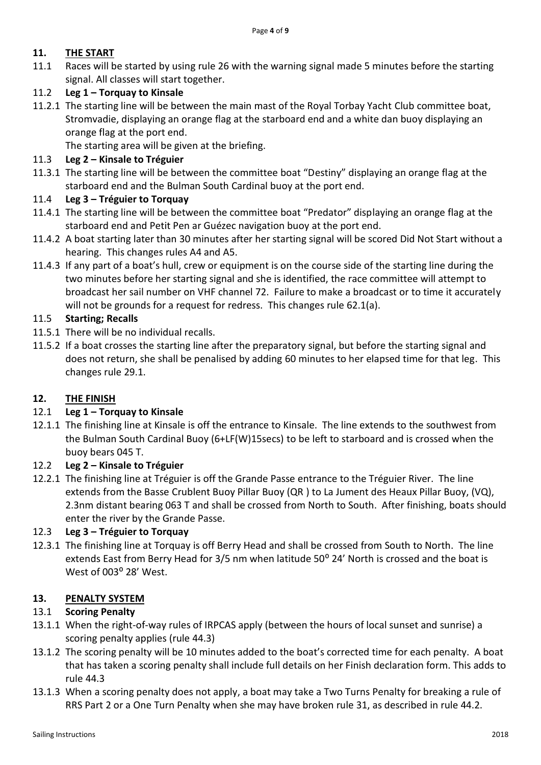## 11. THE START

11.1 Races will be started by using rule 26 with the warning signal made 5 minutes before the starting signal. All classes will start together.

### 11.2 Leg 1 – Torquay to Kinsale

11.2.1 The starting line will be between the main mast of the Royal Torbay Yacht Club committee boat, Stromvadie, displaying an orange flag at the starboard end and a white dan buoy displaying an orange flag at the port end.

The starting area will be given at the briefing.

### 11.3 Leg 2 – Kinsale to Tréguier

11.3.1 The starting line will be between the committee boat "Destiny" displaying an orange flag at the starboard end and the Bulman South Cardinal buoy at the port end.

### 11.4 Leg 3 – Tréguier to Torquay

11.4.1 The starting line will be between the committee boat "Predator" displaying an orange flag at the starboard end and Petit Pen ar Guézec navigation buoy at the port end.

11.4.2 A boat starting later than 30 minutes after her starting signal will be scored Did Not Start without a hearing. This changes rules A4 and A5.

11.4.3 If any part of a boat's hull, crew or equipment is on the course side of the starting line during the two minutes before her starting signal and she is identified, the race committee will attempt to broadcast her sail number on VHF channel 72. Failure to make a broadcast or to time it accurately will not be grounds for a request for redress. This changes rule 62.1(a).

### 11.5 Starting; Recalls

11.5.1 There will be no individual recalls.

11.5.2 If a boat crosses the starting line after the preparatory signal, but before the starting signal and does not return, she shall be penalised by adding 60 minutes to her elapsed time for that leg. This changes rule 29.1.

## 12. THE FINISH

### 12.1 Leg 1 – Torquay to Kinsale

12.1.1 The finishing line at Kinsale is off the entrance to Kinsale. The line extends to the southwest from the Bulman South Cardinal Buoy (6+LF(W)15secs) to be left to starboard and is crossed when the buoy bears 045 T.

### 12.2 Leg 2 – Kinsale to Tréguier

12.2.1 The finishing line at Tréguier is off the Grande Passe entrance to the Tréguier River. The line extends from the Basse Crublent Buoy Pillar Buoy (QR ) to La Jument des Heaux Pillar Buoy, (VQ), 2.3nm distant bearing 063 T and shall be crossed from North to South. After finishing, boats should enter the river by the Grande Passe.

### 12.3 Leg 3 – Tréguier to Torquay

12.3.1 The finishing line at Torquay is off Berry Head and shall be crossed from South to North. The line extends East from Berry Head for 3/5 nm when latitude 50° 24' North is crossed and the boat is West of 003° 28' West.

## 13. PENALTY SYSTEM

### 13.1 Scoring Penalty

13.1.1 When the right-of-way rules of IRPCAS apply (between the hours of local sunset and sunrise) a scoring penalty applies (rule 44.3)

13.1.2 The scoring penalty will be 10 minutes added to the boat's corrected time for each penalty. A boat that has taken a scoring penalty shall include full details on her Finish declaration form. This adds to rule 44.3

13.1.3 When a scoring penalty does not apply, a boat may take a Two Turns Penalty for breaking a rule of RRS Part 2 or a One Turn Penalty when she may have broken rule 31, as described in rule 44.2.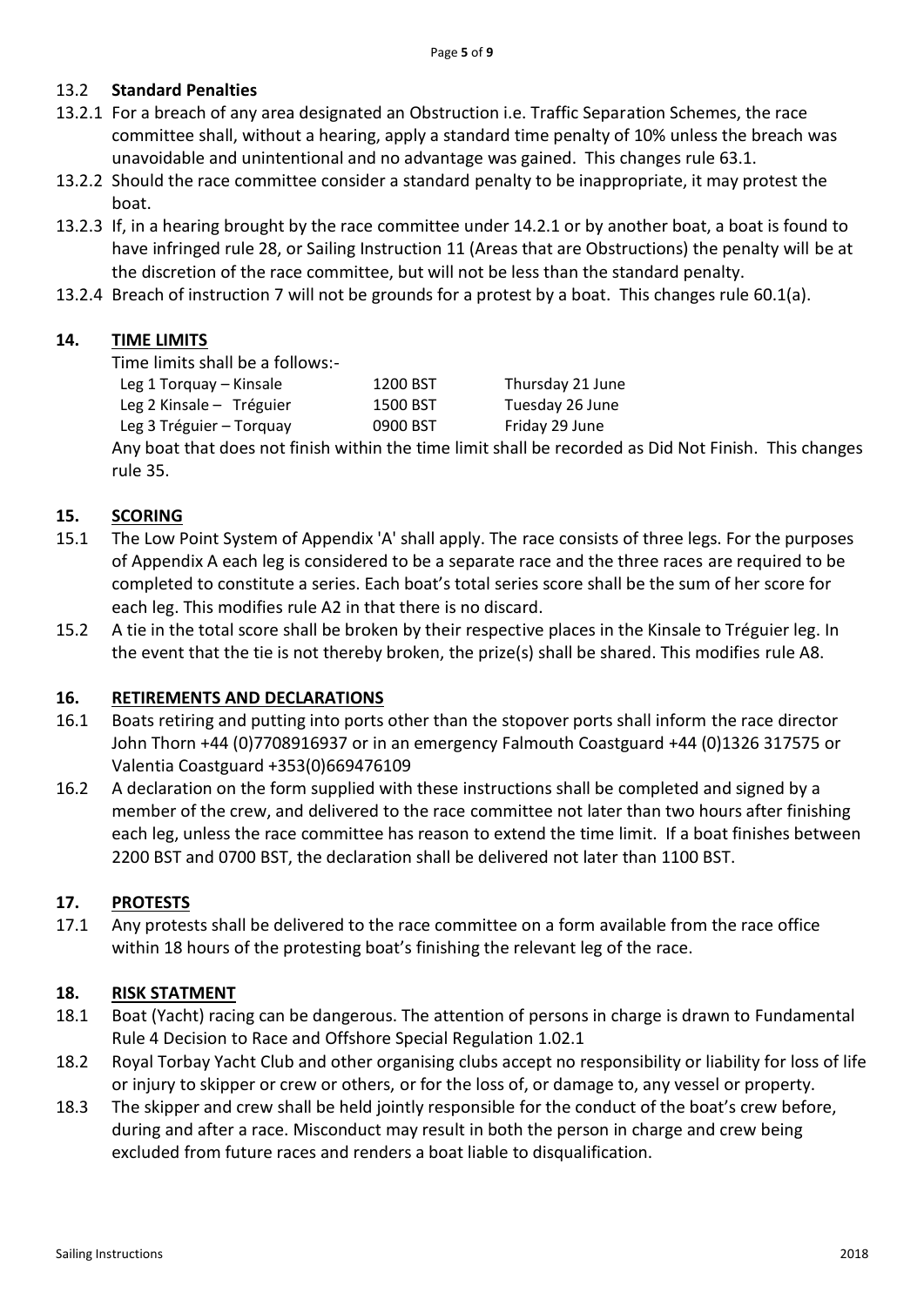### 13.2 **Standard Penalties**

13.2.1 For a breach of any area designated an Obstruction i.e. Traffic Separation Schemes, the race committee shall, without a hearing, apply a standard time penalty of 10% unless the breach was unavoidable and unintentional and no advantage was gained. This changes rule 63.1.

13.2.2 Should the race committee consider a standard penalty to be inappropriate, it may protest the boat.

13.2.3 If, in a hearing brought by the race committee under 14.2.1 or by another boat, a boat is found to have infringed rule 28, or Sailing Instruction 11 (Areas that are Obstructions) the penalty will be at the discretion of the race committee, but will not be less than the standard penalty.

13.2.4 Breach of instruction 7 will not be grounds for a protest by a boat. This changes rule 60.1(a).

## 14. TIME LIMITS

Time limits shall be a follows:-

| | | |
|---|---|---|
| Leg 1 Torquay – Kinsale | 1200 BST | Thursday 21 June |
| Leg 2 Kinsale – Tréguier | 1500 BST | Tuesday 26 June |
| Leg 3 Tréguier – Torquay | 0900 BST | Friday 29 June |

Any boat that does not finish within the time limit shall be recorded as Did Not Finish. This changes rule 35.

## 15. SCORING

15.1 The Low Point System of Appendix 'A' shall apply. The race consists of three legs. For the purposes of Appendix A each leg is considered to be a separate race and the three races are required to be completed to constitute a series. Each boat's total series score shall be the sum of her score for each leg. This modifies rule A2 in that there is no discard.

15.2 A tie in the total score shall be broken by their respective places in the Kinsale to Tréguier leg. In the event that the tie is not thereby broken, the prize(s) shall be shared. This modifies rule A8.

## 16. RETIREMENTS AND DECLARATIONS

16.1 Boats retiring and putting into ports other than the stopover ports shall inform the race director John Thorn +44 (0)7708916937 or in an emergency Falmouth Coastguard +44 (0)1326 317575 or Valentia Coastguard +353(0)669476109

16.2 A declaration on the form supplied with these instructions shall be completed and signed by a member of the crew, and delivered to the race committee not later than two hours after finishing each leg, unless the race committee has reason to extend the time limit. If a boat finishes between 2200 BST and 0700 BST, the declaration shall be delivered not later than 1100 BST.

## 17. PROTESTS

17.1 Any protests shall be delivered to the race committee on a form available from the race office within 18 hours of the protesting boat's finishing the relevant leg of the race.

## 18. RISK STATMENT

18.1 Boat (Yacht) racing can be dangerous. The attention of persons in charge is drawn to Fundamental Rule 4 Decision to Race and Offshore Special Regulation 1.02.1

18.2 Royal Torbay Yacht Club and other organising clubs accept no responsibility or liability for loss of life or injury to skipper or crew or others, or for the loss of, or damage to, any vessel or property.

18.3 The skipper and crew shall be held jointly responsible for the conduct of the boat's crew before, during and after a race. Misconduct may result in both the person in charge and crew being excluded from future races and renders a boat liable to disqualification.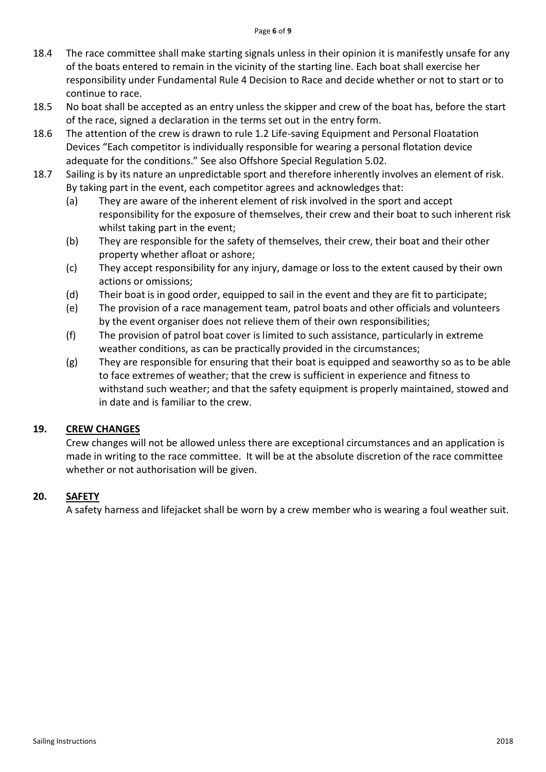18.4 The race committee shall make starting signals unless in their opinion it is manifestly unsafe for any of the boats entered to remain in the vicinity of the starting line. Each boat shall exercise her responsibility under Fundamental Rule 4 Decision to Race and decide whether or not to start or to continue to race.

18.5 No boat shall be accepted as an entry unless the skipper and crew of the boat has, before the start of the race, signed a declaration in the terms set out in the entry form.

18.6 The attention of the crew is drawn to rule 1.2 Life-saving Equipment and Personal Floatation Devices "Each competitor is individually responsible for wearing a personal flotation device adequate for the conditions." See also Offshore Special Regulation 5.02.

18.7 Sailing is by its nature an unpredictable sport and therefore inherently involves an element of risk. By taking part in the event, each competitor agrees and acknowledges that:

- (a) They are aware of the inherent element of risk involved in the sport and accept responsibility for the exposure of themselves, their crew and their boat to such inherent risk whilst taking part in the event;
- (b) They are responsible for the safety of themselves, their crew, their boat and their other property whether afloat or ashore;
- (c) They accept responsibility for any injury, damage or loss to the extent caused by their own actions or omissions;
- (d) Their boat is in good order, equipped to sail in the event and they are fit to participate;
- (e) The provision of a race management team, patrol boats and other officials and volunteers by the event organiser does not relieve them of their own responsibilities;
- (f) The provision of patrol boat cover is limited to such assistance, particularly in extreme weather conditions, as can be practically provided in the circumstances;
- (g) They are responsible for ensuring that their boat is equipped and seaworthy so as to be able to face extremes of weather; that the crew is sufficient in experience and fitness to withstand such weather; and that the safety equipment is properly maintained, stowed and in date and is familiar to the crew.

## 19. CREW CHANGES

Crew changes will not be allowed unless there are exceptional circumstances and an application is made in writing to the race committee. It will be at the absolute discretion of the race committee whether or not authorisation will be given.

## 20. SAFETY

A safety harness and lifejacket shall be worn by a crew member who is wearing a foul weather suit.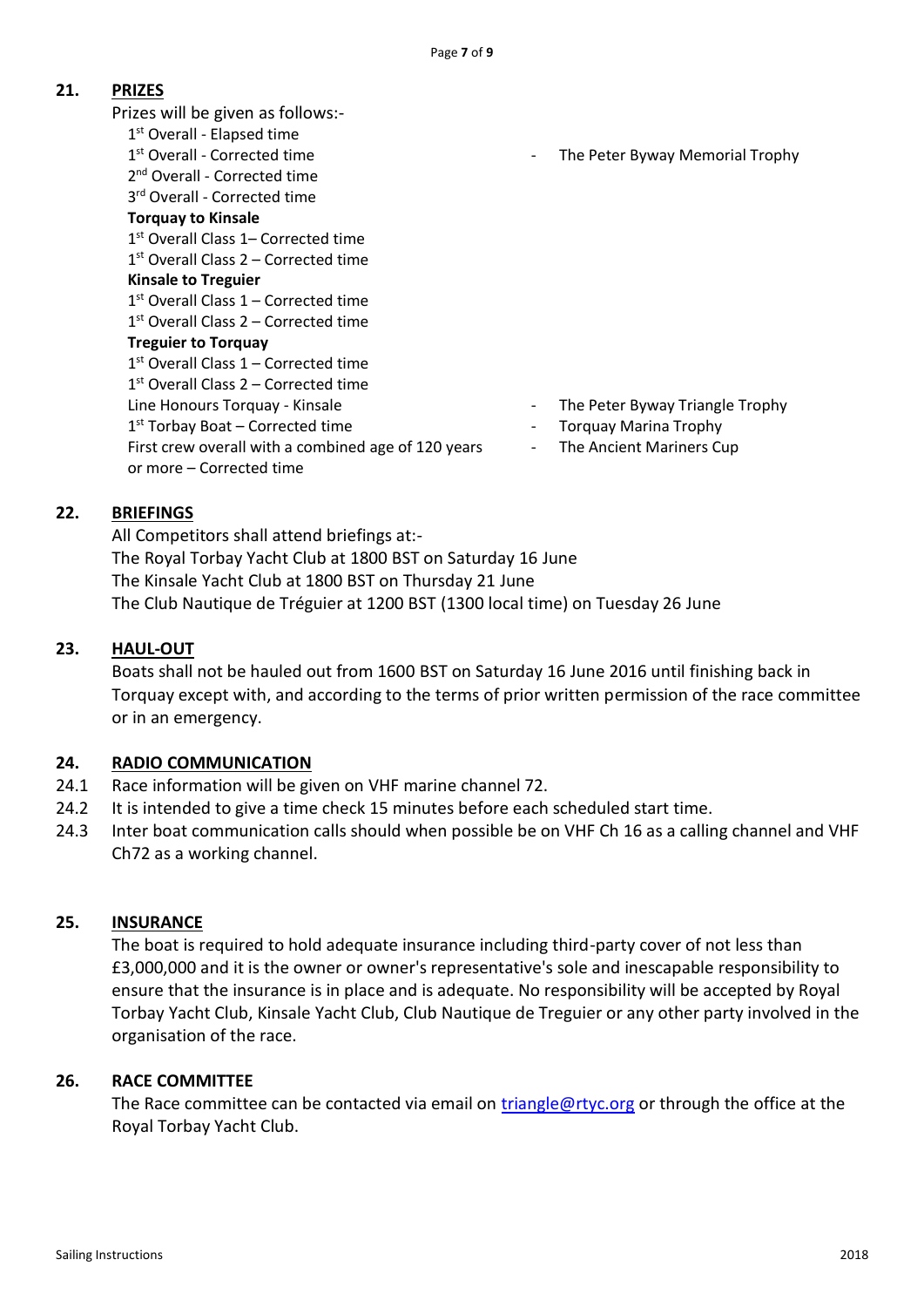## 21. PRIZES

Prizes will be given as follows:-

| Prize | Trophy |
|---|---|
| 1st Overall - Elapsed time | |
| 1st Overall - Corrected time | - The Peter Byway Memorial Trophy |
| 2nd Overall - Corrected time | |
| 3rd Overall - Corrected time | |
| **Torquay to Kinsale** | |
| 1st Overall Class 1– Corrected time | |
| 1st Overall Class 2 – Corrected time | |
| **Kinsale to Treguier** | |
| 1st Overall Class 1 – Corrected time | |
| 1st Overall Class 2 – Corrected time | |
| **Treguier to Torquay** | |
| 1st Overall Class 1 – Corrected time | |
| 1st Overall Class 2 – Corrected time | |
| Line Honours Torquay - Kinsale | - The Peter Byway Triangle Trophy |
| 1st Torbay Boat – Corrected time | - Torquay Marina Trophy |
| First crew overall with a combined age of 120 years or more – Corrected time | - The Ancient Mariners Cup |

## 22. BRIEFINGS

All Competitors shall attend briefings at:-
The Royal Torbay Yacht Club at 1800 BST on Saturday 16 June
The Kinsale Yacht Club at 1800 BST on Thursday 21 June
The Club Nautique de Tréguier at 1200 BST (1300 local time) on Tuesday 26 June

## 23. HAUL-OUT

Boats shall not be hauled out from 1600 BST on Saturday 16 June 2016 until finishing back in Torquay except with, and according to the terms of prior written permission of the race committee or in an emergency.

## 24. RADIO COMMUNICATION

24.1 Race information will be given on VHF marine channel 72.

24.2 It is intended to give a time check 15 minutes before each scheduled start time.

24.3 Inter boat communication calls should when possible be on VHF Ch 16 as a calling channel and VHF Ch72 as a working channel.

## 25. INSURANCE

The boat is required to hold adequate insurance including third-party cover of not less than £3,000,000 and it is the owner or owner's representative's sole and inescapable responsibility to ensure that the insurance is in place and is adequate. No responsibility will be accepted by Royal Torbay Yacht Club, Kinsale Yacht Club, Club Nautique de Treguier or any other party involved in the organisation of the race.

## 26. RACE COMMITTEE

The Race committee can be contacted via email on triangle@rtyc.org or through the office at the Royal Torbay Yacht Club.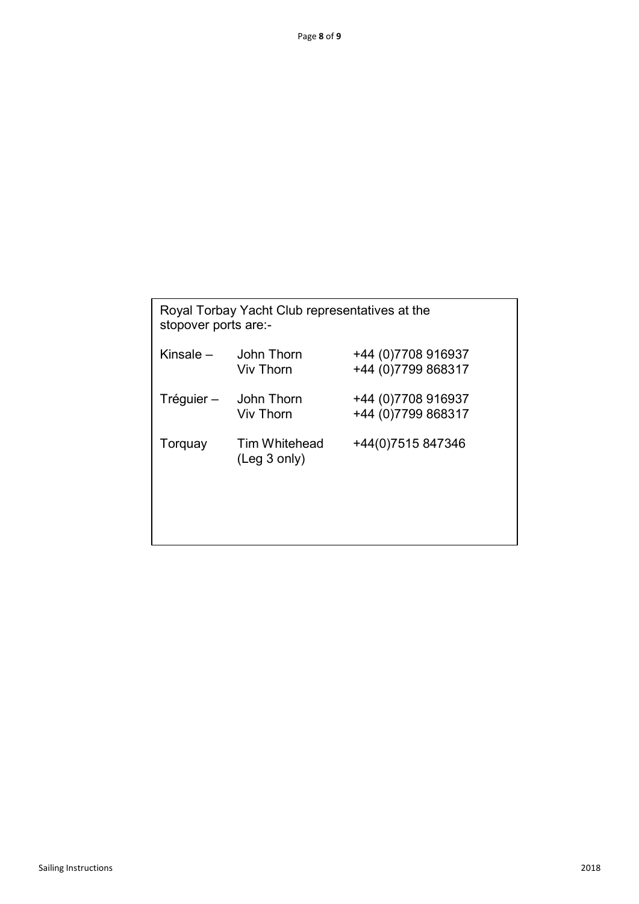Royal Torbay Yacht Club representatives at the stopover ports are:-

| | | |
|---|---|---|
| Kinsale – | John Thorn | +44 (0)7708 916937 |
| | Viv Thorn | +44 (0)7799 868317 |
| Tréguier – | John Thorn | +44 (0)7708 916937 |
| | Viv Thorn | +44 (0)7799 868317 |
| Torquay | Tim Whitehead (Leg 3 only) | +44(0)7515 847346 |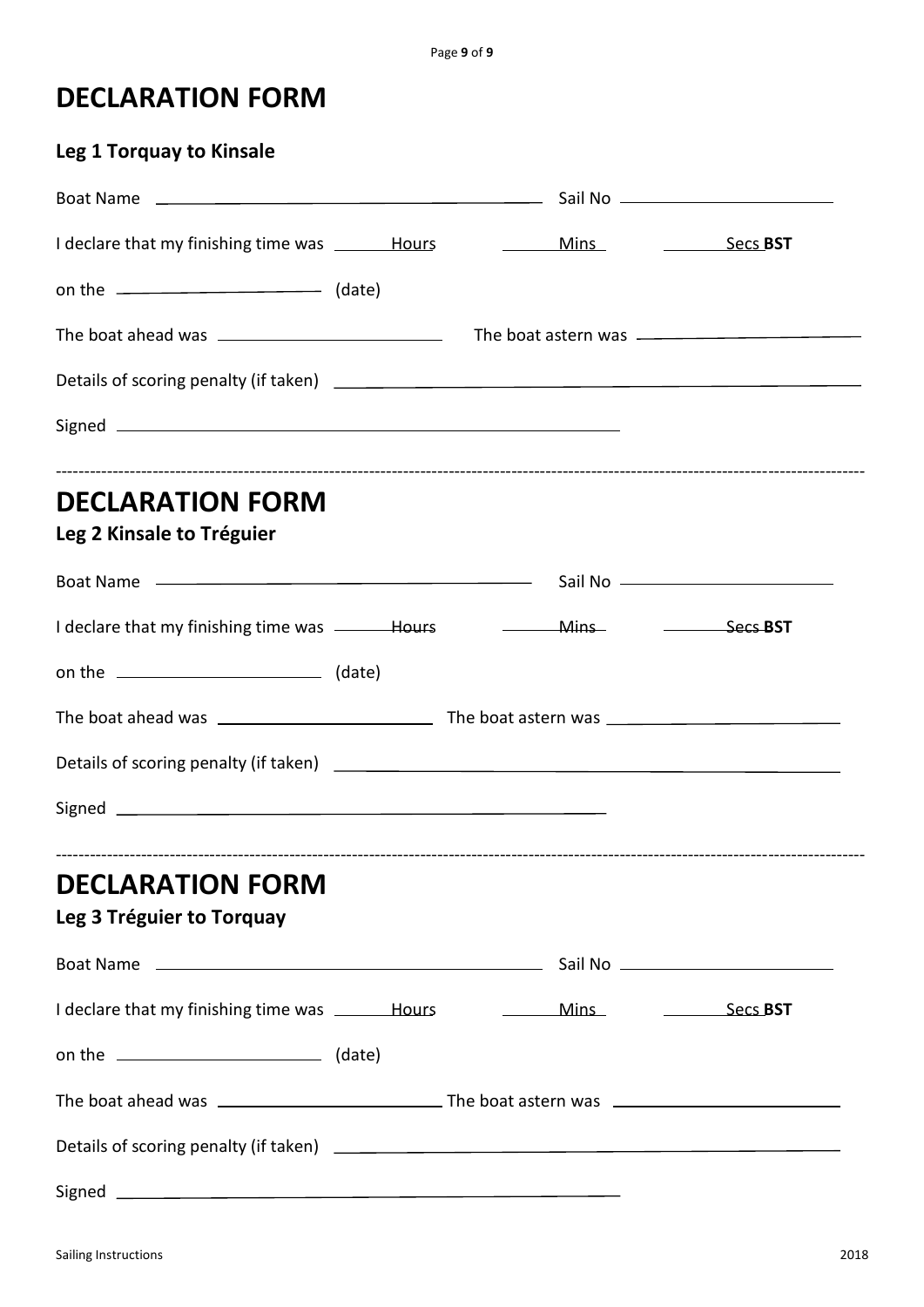# DECLARATION FORM

## Leg 1 Torquay to Kinsale

Boat Name ______________________________ Sail No ____________________

I declare that my finishing time was ______ Hours ______ Mins ______ Secs **BST**

on the ____________________ (date)

The boat ahead was ____________________ The boat astern was ____________________

Details of scoring penalty (if taken) ________________________________________

Signed ________________________________________

---

# DECLARATION FORM

## Leg 2 Kinsale to Tréguier

Boat Name ______________________________ Sail No ____________________

I declare that my finishing time was ______ Hours ______ Mins ______ Secs **BST**

on the ____________________ (date)

The boat ahead was ____________________ The boat astern was ____________________

Details of scoring penalty (if taken) ________________________________________

Signed ________________________________________

---

# DECLARATION FORM

## Leg 3 Tréguier to Torquay

Boat Name ______________________________ Sail No ____________________

I declare that my finishing time was ______ Hours ______ Mins ______ Secs **BST**

on the ____________________ (date)

The boat ahead was ____________________ The boat astern was ____________________

Details of scoring penalty (if taken) ________________________________________

Signed ________________________________________